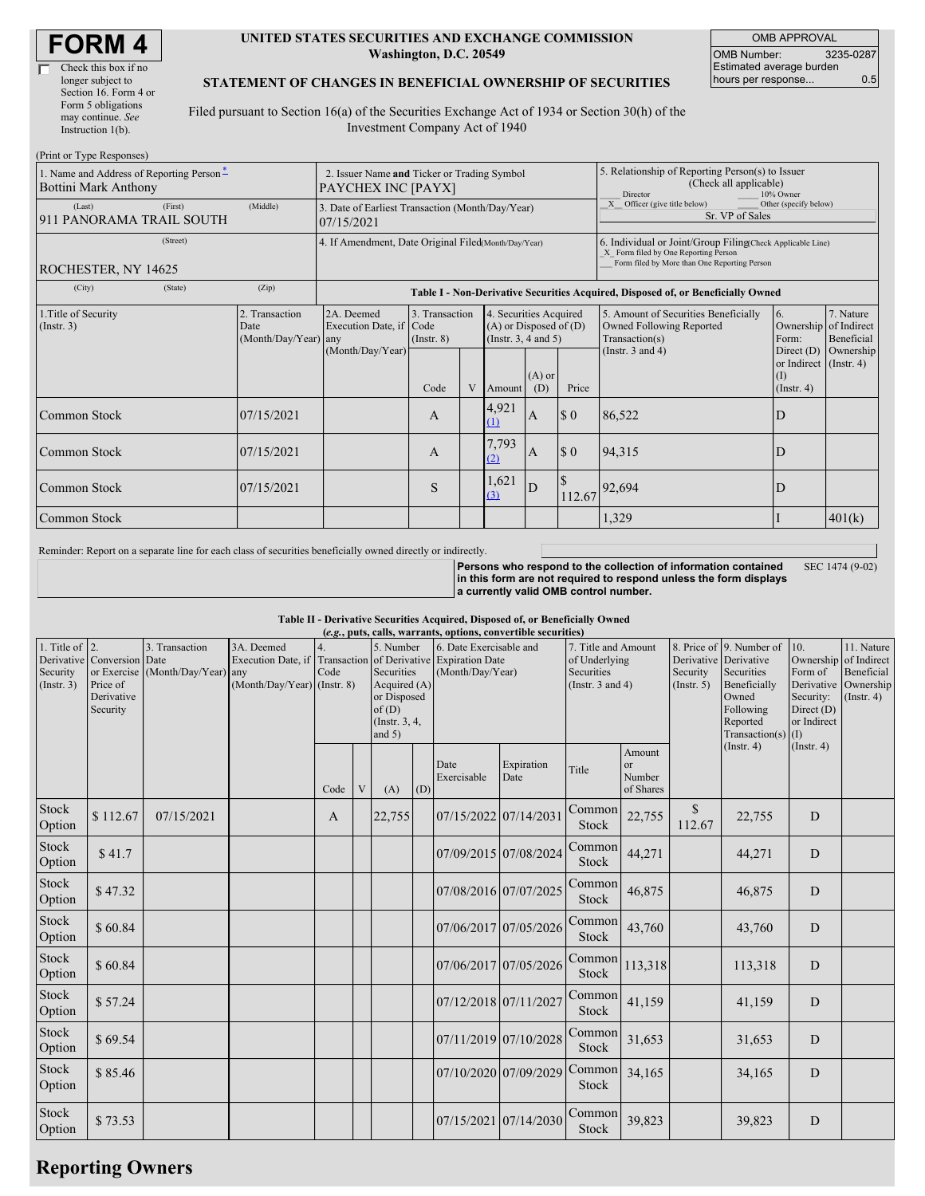# FORM 4

☐ Check this box if no longer subject to Section 16. Form 4 or Form 5 obligations may continue. *See* Instruction 1(b).

**UNITED STATES SECURITIES AND EXCHANGE COMMISSION**
**Washington, D.C. 20549**

**STATEMENT OF CHANGES IN BENEFICIAL OWNERSHIP OF SECURITIES**

Filed pursuant to Section 16(a) of the Securities Exchange Act of 1934 or Section 30(h) of the Investment Company Act of 1940

| OMB APPROVAL | |
|---|---|
| OMB Number: | 3235-0287 |
| Estimated average burden hours per response... | 0.5 |

(Print or Type Responses)

| 1. Name and Address of Reporting Person * | 2. Issuer Name and Ticker or Trading Symbol | 5. Relationship of Reporting Person(s) to Issuer (Check all applicable) |
|---|---|---|
| Bottini Mark Anthony | PAYCHEX INC [PAYX] | ___ Director ___ 10% Owner |
| (Last) (First) (Middle) 911 PANORAMA TRAIL SOUTH | 3. Date of Earliest Transaction (Month/Day/Year) 07/15/2021 | _X_ Officer (give title below) ___ Other (specify below) Sr. VP of Sales |
| (Street) ROCHESTER, NY 14625 (City) (State) (Zip) | 4. If Amendment, Date Original Filed (Month/Day/Year) | 6. Individual or Joint/Group Filing (Check Applicable Line) _X_ Form filed by One Reporting Person ___ Form filed by More than One Reporting Person |

**Table I - Non-Derivative Securities Acquired, Disposed of, or Beneficially Owned**

| 1.Title of Security (Instr. 3) | 2. Transaction Date (Month/Day/Year) | 2A. Deemed Execution Date, if any (Month/Day/Year) | 3. Transaction Code (Instr. 8) Code | V | 4. Securities Acquired (A) or Disposed of (D) (Instr. 3, 4 and 5) Amount | (A) or (D) | Price | 5. Amount of Securities Beneficially Owned Following Reported Transaction(s) (Instr. 3 and 4) | 6. Ownership Form: Direct (D) or Indirect (I) (Instr. 4) | 7. Nature of Indirect Beneficial Ownership (Instr. 4) |
|---|---|---|---|---|---|---|---|---|---|---|
| Common Stock | 07/15/2021 | | A | | 4,921 (1) | A | $ 0 | 86,522 | D | |
| Common Stock | 07/15/2021 | | A | | 7,793 (2) | A | $ 0 | 94,315 | D | |
| Common Stock | 07/15/2021 | | S | | 1,621 (3) | D | $ 112.67 | 92,694 | D | |
| Common Stock | | | | | | | | 1,329 | I | 401(k) |

Reminder: Report on a separate line for each class of securities beneficially owned directly or indirectly.

**Persons who respond to the collection of information contained in this form are not required to respond unless the form displays a currently valid OMB control number.** SEC 1474 (9-02)

**Table II - Derivative Securities Acquired, Disposed of, or Beneficially Owned**
***(e.g., puts, calls, warrants, options, convertible securities)***

| 1. Title of Derivative Security (Instr. 3) | 2. Conversion or Exercise Price of Derivative Security | 3. Transaction Date (Month/Day/Year) | 3A. Deemed Execution Date, if any (Month/Day/Year) | 4. Transaction Code (Instr. 8) Code | V | 5. Number of Derivative Securities Acquired (A) or Disposed of (D) (Instr. 3, 4, and 5) (A) | (D) | 6. Date Exercisable and Expiration Date (Month/Day/Year) Date Exercisable | Expiration Date | 7. Title and Amount of Underlying Securities (Instr. 3 and 4) Title | Amount or Number of Shares | 8. Price of Derivative Security (Instr. 5) | 9. Number of Derivative Securities Beneficially Owned Following Reported Transaction(s) (Instr. 4) | 10. Ownership Form of Derivative Security: Direct (D) or Indirect (I) (Instr. 4) | 11. Nature of Indirect Beneficial Ownership (Instr. 4) |
|---|---|---|---|---|---|---|---|---|---|---|---|---|---|---|---|
| Stock Option | $ 112.67 | 07/15/2021 | | A | | 22,755 | | 07/15/2022 | 07/14/2031 | Common Stock | 22,755 | $ 112.67 | 22,755 | D | |
| Stock Option | $ 41.7 | | | | | | | 07/09/2015 | 07/08/2024 | Common Stock | 44,271 | | 44,271 | D | |
| Stock Option | $ 47.32 | | | | | | | 07/08/2016 | 07/07/2025 | Common Stock | 46,875 | | 46,875 | D | |
| Stock Option | $ 60.84 | | | | | | | 07/06/2017 | 07/05/2026 | Common Stock | 43,760 | | 43,760 | D | |
| Stock Option | $ 60.84 | | | | | | | 07/06/2017 | 07/05/2026 | Common Stock | 113,318 | | 113,318 | D | |
| Stock Option | $ 57.24 | | | | | | | 07/12/2018 | 07/11/2027 | Common Stock | 41,159 | | 41,159 | D | |
| Stock Option | $ 69.54 | | | | | | | 07/11/2019 | 07/10/2028 | Common Stock | 31,653 | | 31,653 | D | |
| Stock Option | $ 85.46 | | | | | | | 07/10/2020 | 07/09/2029 | Common Stock | 34,165 | | 34,165 | D | |
| Stock Option | $ 73.53 | | | | | | | 07/15/2021 | 07/14/2030 | Common Stock | 39,823 | | 39,823 | D | |

## Reporting Owners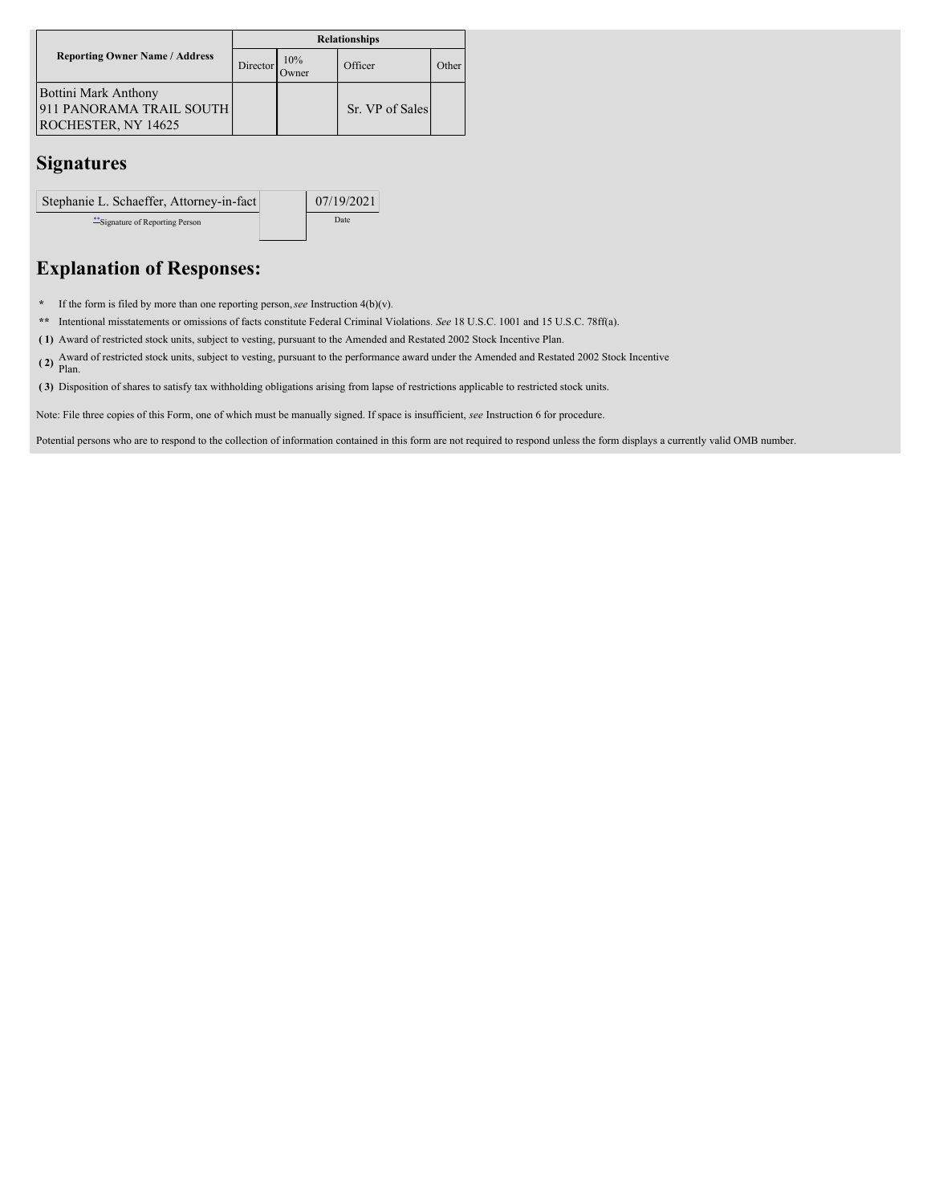| Reporting Owner Name / Address | Relationships | | | |
|---|---|---|---|---|
| | Director | 10% Owner | Officer | Other |
| Bottini Mark Anthony<br>911 PANORAMA TRAIL SOUTH<br>ROCHESTER, NY 14625 | | | Sr. VP of Sales | |

## Signatures

| Stephanie L. Schaeffer, Attorney-in-fact | | 07/19/2021 |
|---|---|---|
| **Signature of Reporting Person | | Date |

## Explanation of Responses:

- \* If the form is filed by more than one reporting person, *see* Instruction 4(b)(v).
- ** Intentional misstatements or omissions of facts constitute Federal Criminal Violations. *See* 18 U.S.C. 1001 and 15 U.S.C. 78ff(a).
- ( 1) Award of restricted stock units, subject to vesting, pursuant to the Amended and Restated 2002 Stock Incentive Plan.
- ( 2) Award of restricted stock units, subject to vesting, pursuant to the performance award under the Amended and Restated 2002 Stock Incentive Plan.
- ( 3) Disposition of shares to satisfy tax withholding obligations arising from lapse of restrictions applicable to restricted stock units.

Note: File three copies of this Form, one of which must be manually signed. If space is insufficient, *see* Instruction 6 for procedure.

Potential persons who are to respond to the collection of information contained in this form are not required to respond unless the form displays a currently valid OMB number.